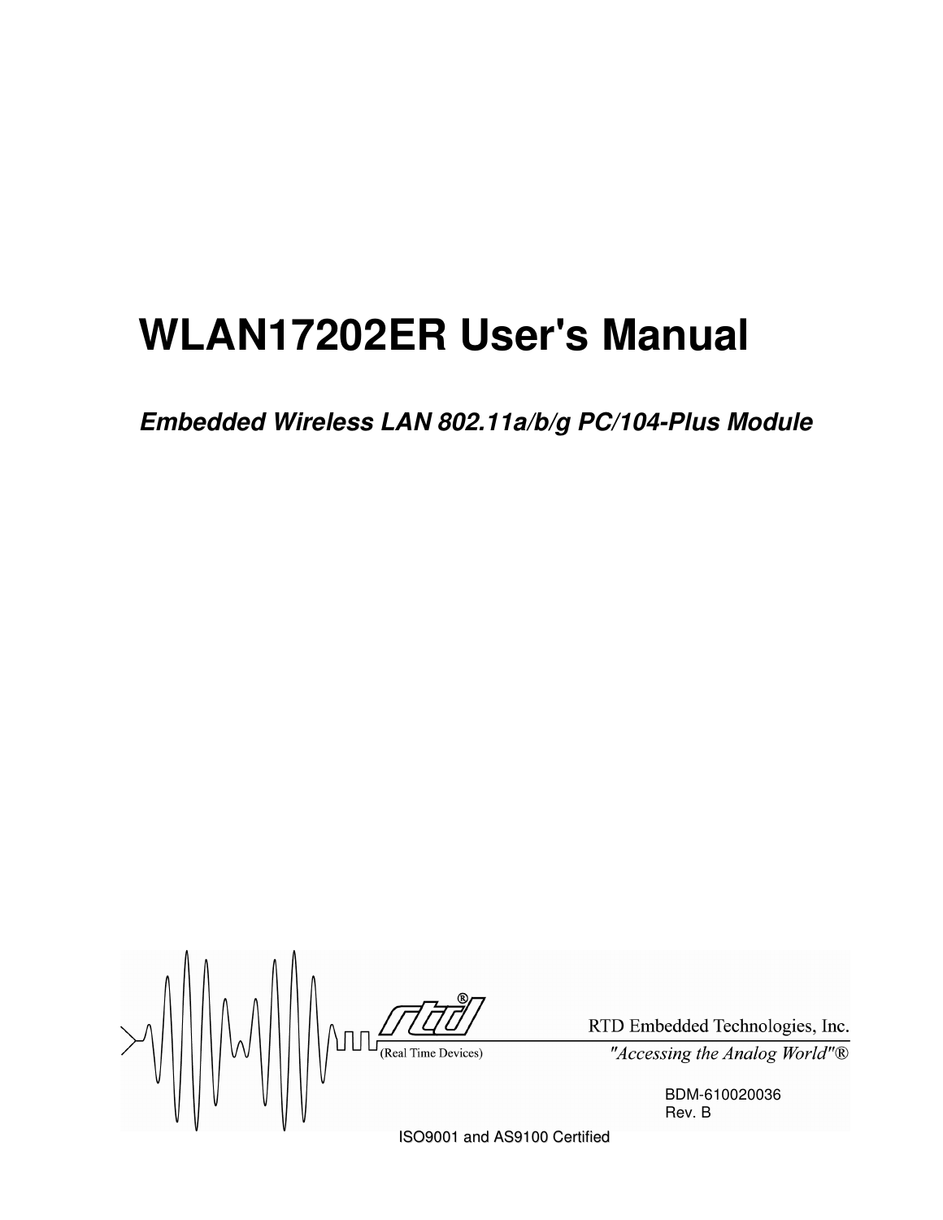# WLAN17202ER User's Manual

***Embedded Wireless LAN 802.11a/b/g PC/104-Plus Module***

(Real Time Devices)

RTD Embedded Technologies, Inc.

*"Accessing the Analog World"®*

BDM-610020036

Rev. B

ISO9001 and AS9100 Certified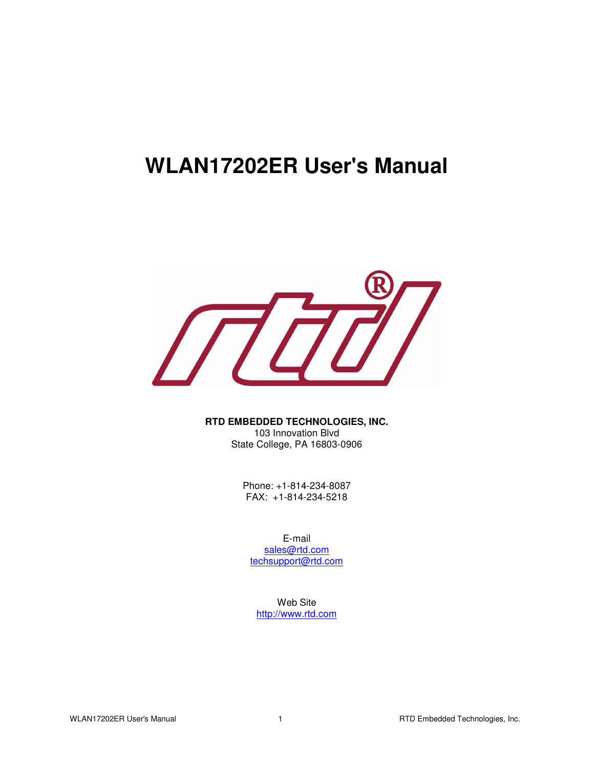# WLAN17202ER User's Manual

**RTD EMBEDDED TECHNOLOGIES, INC.**
103 Innovation Blvd
State College, PA 16803-0906

Phone: +1-814-234-8087
FAX: +1-814-234-5218

E-mail
sales@rtd.com
techsupport@rtd.com

Web Site
http://www.rtd.com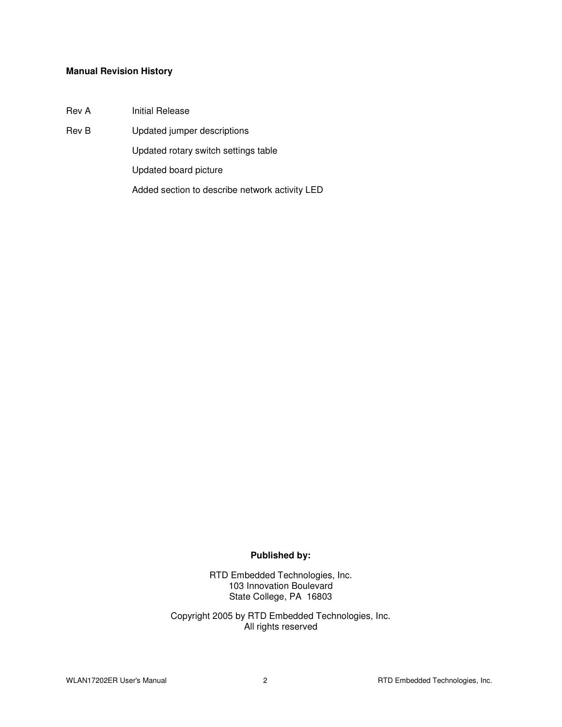**Manual Revision History**

| | |
|---|---|
| Rev A | Initial Release |
| Rev B | Updated jumper descriptions |
| | Updated rotary switch settings table |
| | Updated board picture |
| | Added section to describe network activity LED |

**Published by:**

RTD Embedded Technologies, Inc.
103 Innovation Boulevard
State College, PA 16803

Copyright 2005 by RTD Embedded Technologies, Inc.
All rights reserved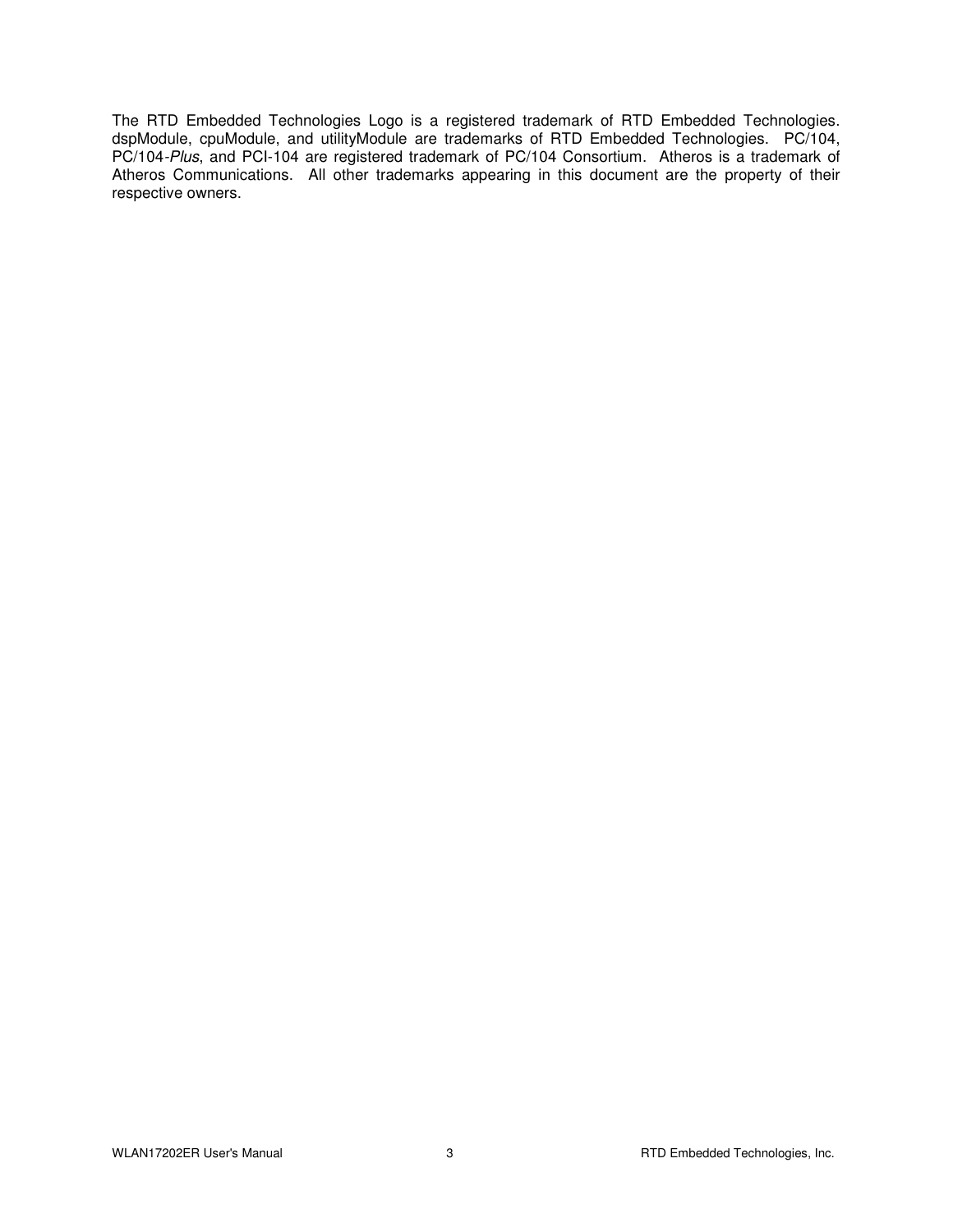The RTD Embedded Technologies Logo is a registered trademark of RTD Embedded Technologies. dspModule, cpuModule, and utilityModule are trademarks of RTD Embedded Technologies. PC/104, PC/104-*Plus*, and PCI-104 are registered trademark of PC/104 Consortium. Atheros is a trademark of Atheros Communications. All other trademarks appearing in this document are the property of their respective owners.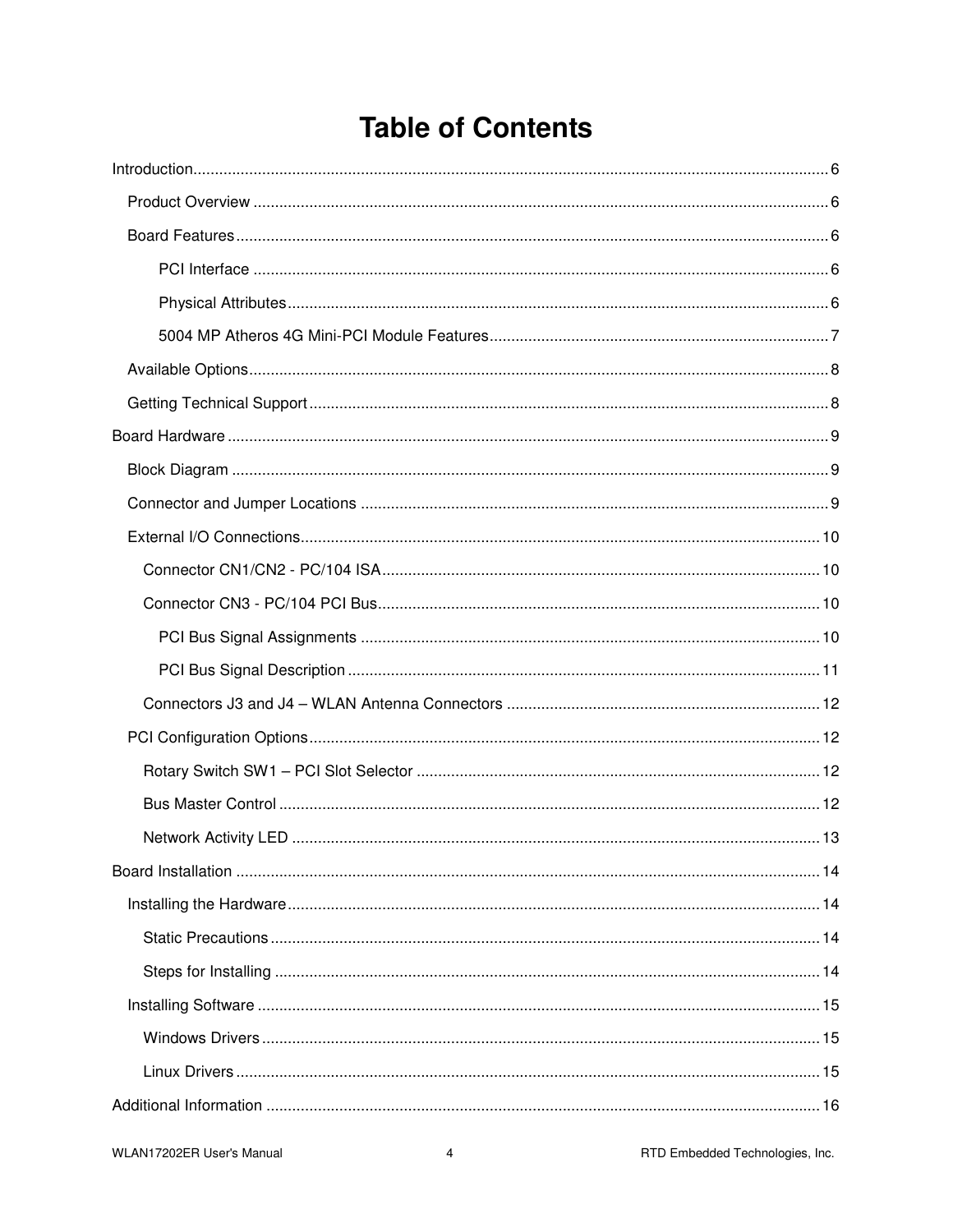# Table of Contents

- Introduction ..... 6
  - Product Overview ..... 6
  - Board Features ..... 6
    - PCI Interface ..... 6
    - Physical Attributes ..... 6
    - 5004 MP Atheros 4G Mini-PCI Module Features ..... 7
  - Available Options ..... 8
  - Getting Technical Support ..... 8
- Board Hardware ..... 9
  - Block Diagram ..... 9
  - Connector and Jumper Locations ..... 9
  - External I/O Connections ..... 10
    - Connector CN1/CN2 - PC/104 ISA ..... 10
    - Connector CN3 - PC/104 PCI Bus ..... 10
      - PCI Bus Signal Assignments ..... 10
      - PCI Bus Signal Description ..... 11
    - Connectors J3 and J4 – WLAN Antenna Connectors ..... 12
  - PCI Configuration Options ..... 12
    - Rotary Switch SW1 – PCI Slot Selector ..... 12
    - Bus Master Control ..... 12
    - Network Activity LED ..... 13
- Board Installation ..... 14
  - Installing the Hardware ..... 14
    - Static Precautions ..... 14
    - Steps for Installing ..... 14
  - Installing Software ..... 15
    - Windows Drivers ..... 15
    - Linux Drivers ..... 15
- Additional Information ..... 16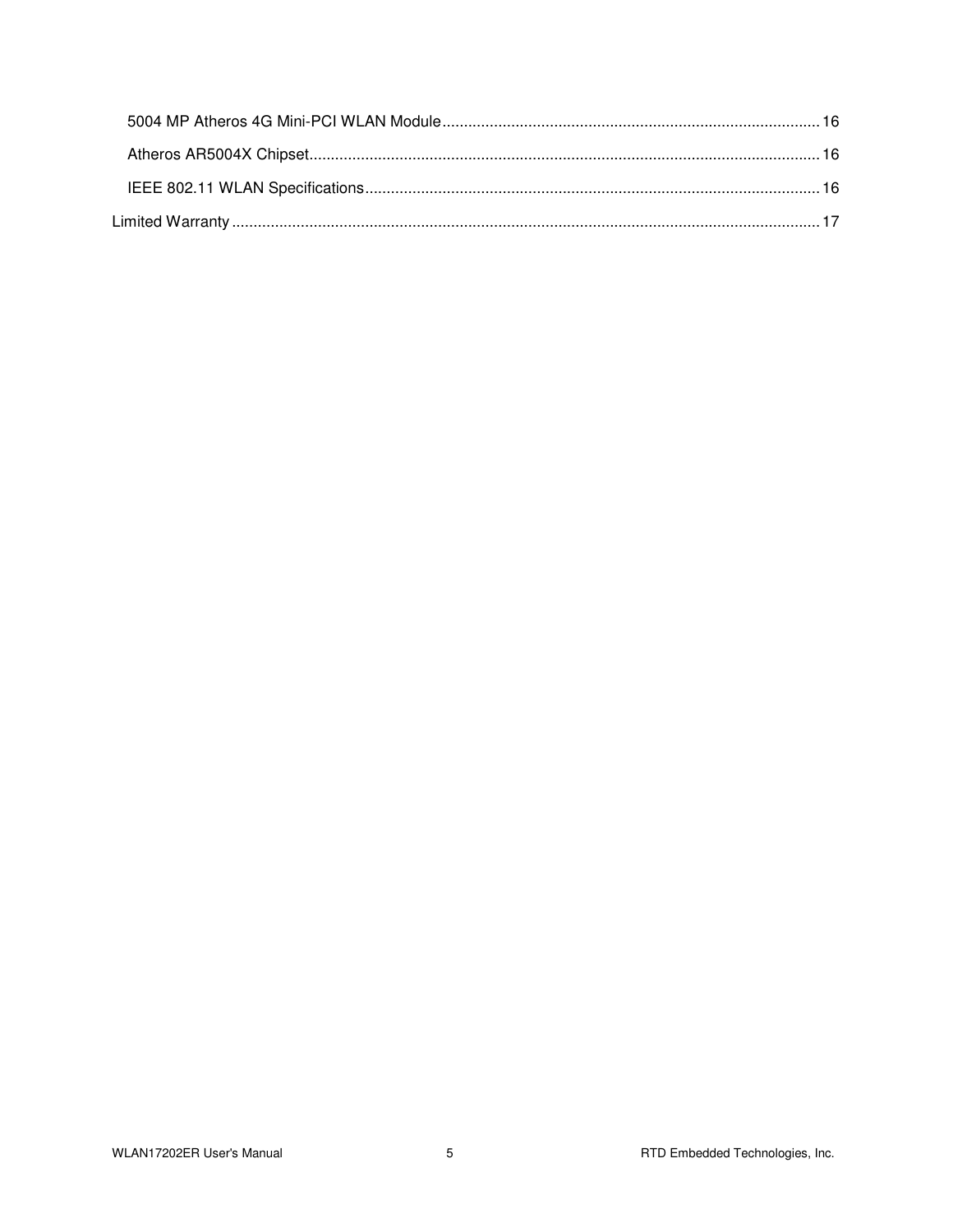- 5004 MP Atheros 4G Mini-PCI WLAN Module........................................................................................16
- Atheros AR5004X Chipset......................................................................................................................16
- IEEE 802.11 WLAN Specifications.........................................................................................................16

Limited Warranty ..........................................................................................................................................17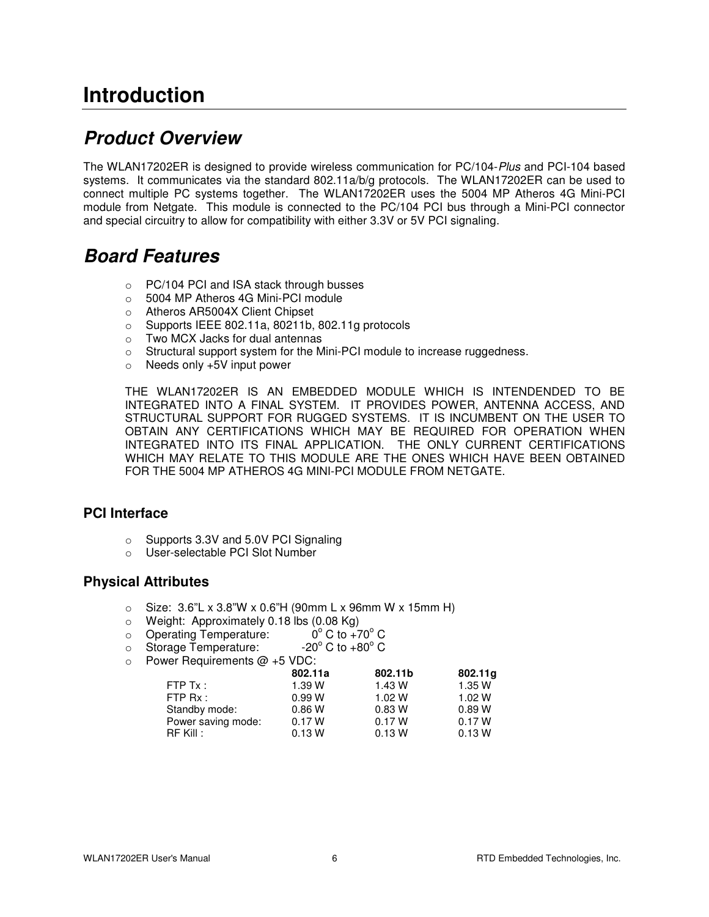# Introduction

## *Product Overview*

The WLAN17202ER is designed to provide wireless communication for PC/104-*Plus* and PCI-104 based systems. It communicates via the standard 802.11a/b/g protocols. The WLAN17202ER can be used to connect multiple PC systems together. The WLAN17202ER uses the 5004 MP Atheros 4G Mini-PCI module from Netgate. This module is connected to the PC/104 PCI bus through a Mini-PCI connector and special circuitry to allow for compatibility with either 3.3V or 5V PCI signaling.

## *Board Features*

- PC/104 PCI and ISA stack through busses
- 5004 MP Atheros 4G Mini-PCI module
- Atheros AR5004X Client Chipset
- Supports IEEE 802.11a, 80211b, 802.11g protocols
- Two MCX Jacks for dual antennas
- Structural support system for the Mini-PCI module to increase ruggedness.
- Needs only +5V input power

THE WLAN17202ER IS AN EMBEDDED MODULE WHICH IS INTENDENDED TO BE INTEGRATED INTO A FINAL SYSTEM. IT PROVIDES POWER, ANTENNA ACCESS, AND STRUCTURAL SUPPORT FOR RUGGED SYSTEMS. IT IS INCUMBENT ON THE USER TO OBTAIN ANY CERTIFICATIONS WHICH MAY BE REQUIRED FOR OPERATION WHEN INTEGRATED INTO ITS FINAL APPLICATION. THE ONLY CURRENT CERTIFICATIONS WHICH MAY RELATE TO THIS MODULE ARE THE ONES WHICH HAVE BEEN OBTAINED FOR THE 5004 MP ATHEROS 4G MINI-PCI MODULE FROM NETGATE.

### PCI Interface

- Supports 3.3V and 5.0V PCI Signaling
- User-selectable PCI Slot Number

### Physical Attributes

- Size: 3.6"L x 3.8"W x 0.6"H (90mm L x 96mm W x 15mm H)
- Weight: Approximately 0.18 lbs (0.08 Kg)
- Operating Temperature: 0° C to +70° C
- Storage Temperature: -20° C to +80° C
- Power Requirements @ +5 VDC:

| | **802.11a** | **802.11b** | **802.11g** |
|---|---|---|---|
| FTP Tx : | 1.39 W | 1.43 W | 1.35 W |
| FTP Rx : | 0.99 W | 1.02 W | 1.02 W |
| Standby mode: | 0.86 W | 0.83 W | 0.89 W |
| Power saving mode: | 0.17 W | 0.17 W | 0.17 W |
| RF Kill : | 0.13 W | 0.13 W | 0.13 W |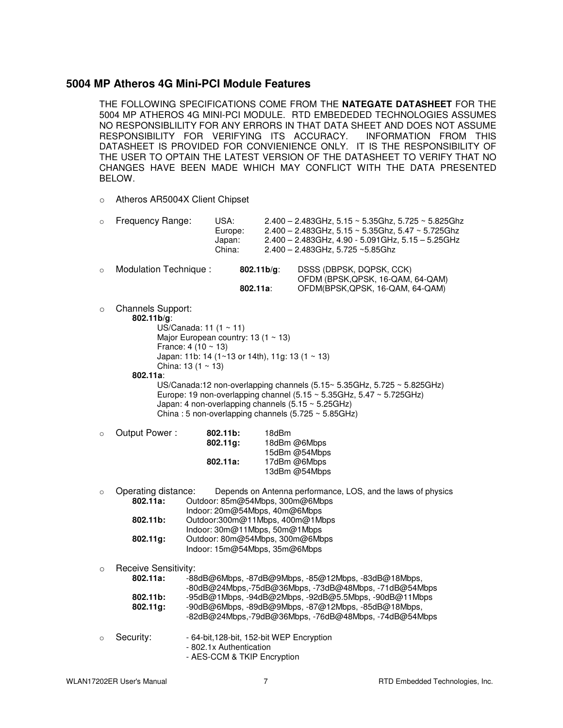## 5004 MP Atheros 4G Mini-PCI Module Features

THE FOLLOWING SPECIFICATIONS COME FROM THE **NATEGATE DATASHEET** FOR THE 5004 MP ATHEROS 4G MINI-PCI MODULE. RTD EMBEDEDED TECHNOLOGIES ASSUMES NO RESPONSIBLILITY FOR ANY ERRORS IN THAT DATA SHEET AND DOES NOT ASSUME RESPONSIBILITY FOR VERIFYING ITS ACCURACY. INFORMATION FROM THIS DATASHEET IS PROVIDED FOR CONVIENIENCE ONLY. IT IS THE RESPONSIBILITY OF THE USER TO OPTAIN THE LATEST VERSION OF THE DATASHEET TO VERIFY THAT NO CHANGES HAVE BEEN MADE WHICH MAY CONFLICT WITH THE DATA PRESENTED BELOW.

- Atheros AR5004X Client Chipset

- Frequency Range:
  - USA: 2.400 – 2.483GHz, 5.15 ~ 5.35Ghz, 5.725 ~ 5.825Ghz
  - Europe: 2.400 – 2.483GHz, 5.15 ~ 5.35Ghz, 5.47 ~ 5.725Ghz
  - Japan: 2.400 – 2.483GHz, 4.90 - 5.091GHz, 5.15 – 5.25GHz
  - China: 2.400 – 2.483GHz, 5.725 ~5.85Ghz

- Modulation Technique :
  - **802.11b/g**: DSSS (DBPSK, DQPSK, CCK)
    OFDM (BPSK,QPSK, 16-QAM, 64-QAM)
  - **802.11a**: OFDM(BPSK,QPSK, 16-QAM, 64-QAM)

- Channels Support:
  - **802.11b/g**:
    - US/Canada: 11 (1 ~ 11)
    - Major European country: 13 (1 ~ 13)
    - France: 4 (10 ~ 13)
    - Japan: 11b: 14 (1~13 or 14th), 11g: 13 (1 ~ 13)
    - China: 13 (1 ~ 13)
  - **802.11a**:
    - US/Canada:12 non-overlapping channels (5.15~ 5.35GHz, 5.725 ~ 5.825GHz)
    - Europe: 19 non-overlapping channel (5.15 ~ 5.35GHz, 5.47 ~ 5.725GHz)
    - Japan: 4 non-overlapping channels (5.15 ~ 5.25GHz)
    - China : 5 non-overlapping channels (5.725 ~ 5.85GHz)

- Output Power :
  - **802.11b:** 18dBm
  - **802.11g:** 18dBm @6Mbps
    15dBm @54Mbps
  - **802.11a:** 17dBm @6Mbps
    13dBm @54Mbps

- Operating distance: Depends on Antenna performance, LOS, and the laws of physics
  - **802.11a:** Outdoor: 85m@54Mbps, 300m@6Mbps
    Indoor: 20m@54Mbps, 40m@6Mbps
  - **802.11b:** Outdoor:300m@11Mbps, 400m@1Mbps
    Indoor: 30m@11Mbps, 50m@1Mbps
  - **802.11g:** Outdoor: 80m@54Mbps, 300m@6Mbps
    Indoor: 15m@54Mbps, 35m@6Mbps

- Receive Sensitivity:
  - **802.11a:** -88dB@6Mbps, -87dB@9Mbps, -85@12Mbps, -83dB@18Mbps,
    -80dB@24Mbps,-75dB@36Mbps, -73dB@48Mbps, -71dB@54Mbps
  - **802.11b:** -95dB@1Mbps, -94dB@2Mbps, -92dB@5.5Mbps, -90dB@11Mbps
  - **802.11g:** -90dB@6Mbps, -89dB@9Mbps, -87@12Mbps, -85dB@18Mbps,
    -82dB@24Mbps,-79dB@36Mbps, -76dB@48Mbps, -74dB@54Mbps

- Security:
  - 64-bit,128-bit, 152-bit WEP Encryption
  - 802.1x Authentication
  - AES-CCM & TKIP Encryption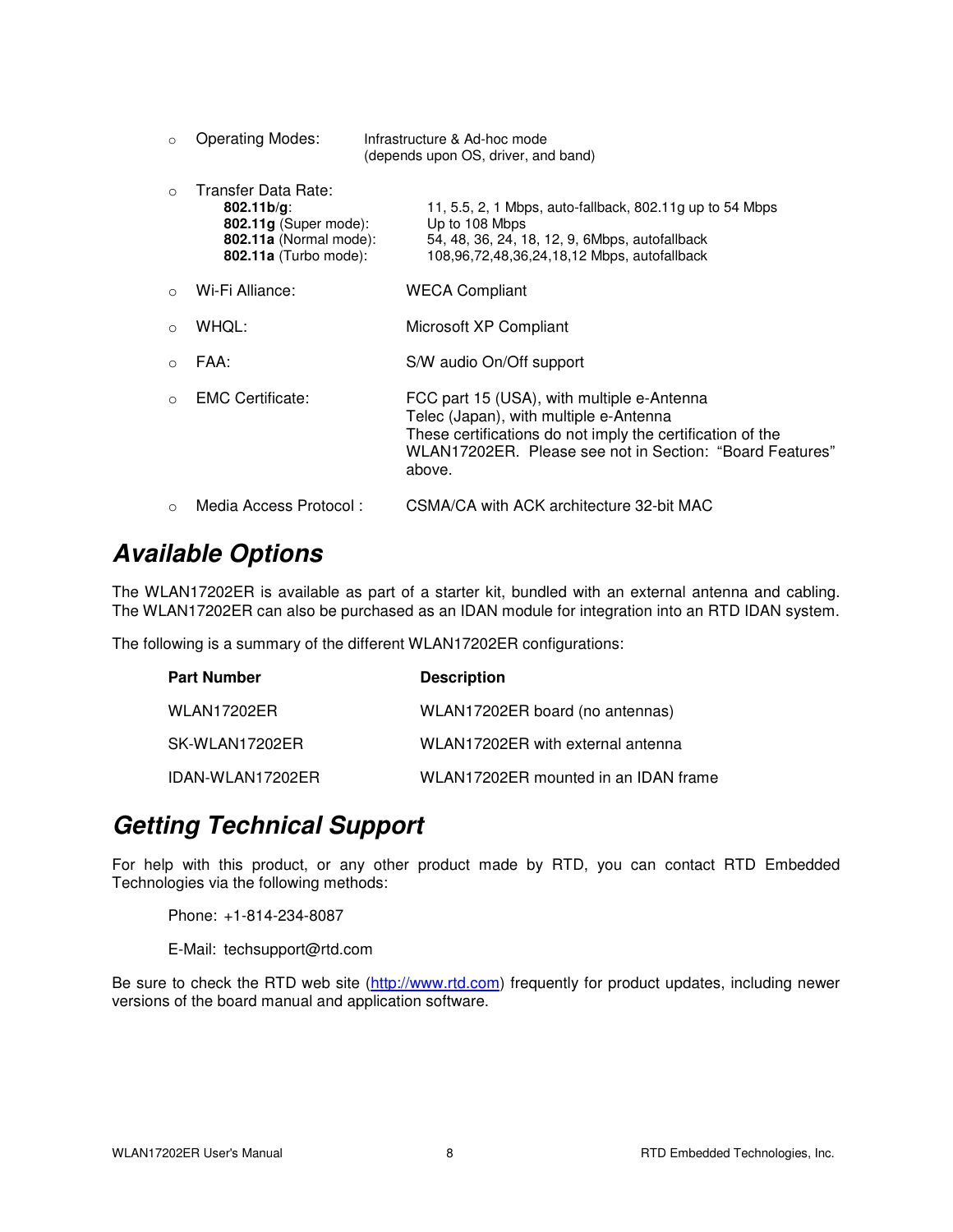- Operating Modes: Infrastructure & Ad-hoc mode (depends upon OS, driver, and band)

- Transfer Data Rate:

  | | |
  |---|---|
  | **802.11b/g**: | 11, 5.5, 2, 1 Mbps, auto-fallback, 802.11g up to 54 Mbps |
  | **802.11g** (Super mode): | Up to 108 Mbps |
  | **802.11a** (Normal mode): | 54, 48, 36, 24, 18, 12, 9, 6Mbps, autofallback |
  | **802.11a** (Turbo mode): | 108,96,72,48,36,24,18,12 Mbps, autofallback |

- Wi-Fi Alliance: WECA Compliant

- WHQL: Microsoft XP Compliant

- FAA: S/W audio On/Off support

- EMC Certificate: FCC part 15 (USA), with multiple e-Antenna
  Telec (Japan), with multiple e-Antenna
  These certifications do not imply the certification of the WLAN17202ER. Please see not in Section: "Board Features" above.

- Media Access Protocol : CSMA/CA with ACK architecture 32-bit MAC

# Available Options

The WLAN17202ER is available as part of a starter kit, bundled with an external antenna and cabling. The WLAN17202ER can also be purchased as an IDAN module for integration into an RTD IDAN system.

The following is a summary of the different WLAN17202ER configurations:

| Part Number | Description |
|---|---|
| WLAN17202ER | WLAN17202ER board (no antennas) |
| SK-WLAN17202ER | WLAN17202ER with external antenna |
| IDAN-WLAN17202ER | WLAN17202ER mounted in an IDAN frame |

# Getting Technical Support

For help with this product, or any other product made by RTD, you can contact RTD Embedded Technologies via the following methods:

Phone: +1-814-234-8087

E-Mail: techsupport@rtd.com

Be sure to check the RTD web site (http://www.rtd.com) frequently for product updates, including newer versions of the board manual and application software.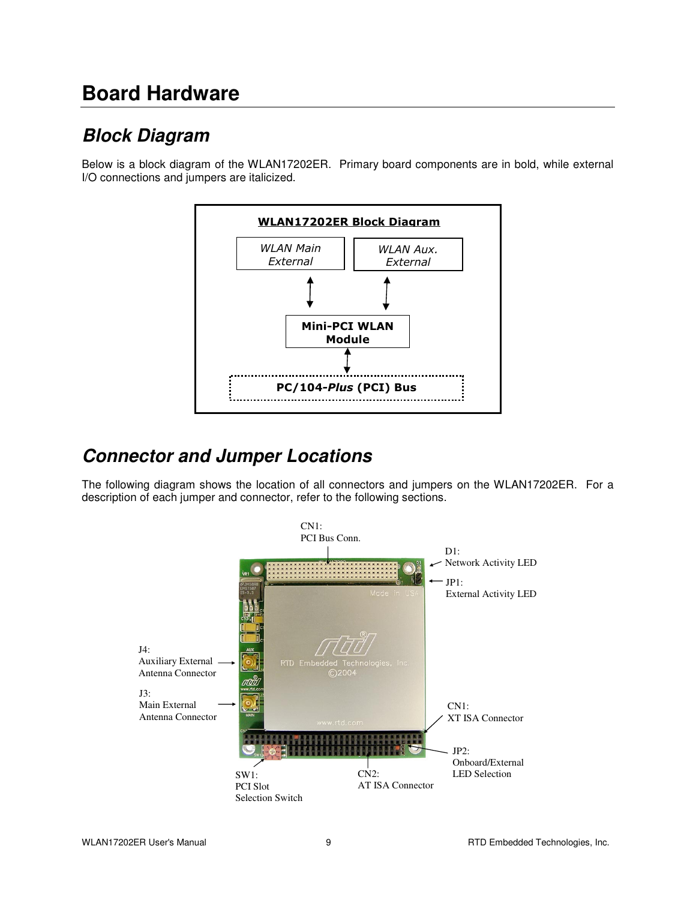# Board Hardware

## Block Diagram

Below is a block diagram of the WLAN17202ER. Primary board components are in bold, while external I/O connections and jumpers are italicized.

**WLAN17202ER Block Diagram**

*WLAN Main External*

*WLAN Aux. External*

**Mini-PCI WLAN Module**

**PC/104-*Plus* (PCI) Bus**

## Connector and Jumper Locations

The following diagram shows the location of all connectors and jumpers on the WLAN17202ER. For a description of each jumper and connector, refer to the following sections.

CN1:
PCI Bus Conn.

D1:
Network Activity LED

JP1:
External Activity LED

J4:
Auxiliary External Antenna Connector

J3:
Main External Antenna Connector

CN1:
XT ISA Connector

JP2:
Onboard/External LED Selection

SW1:
PCI Slot Selection Switch

CN2:
AT ISA Connector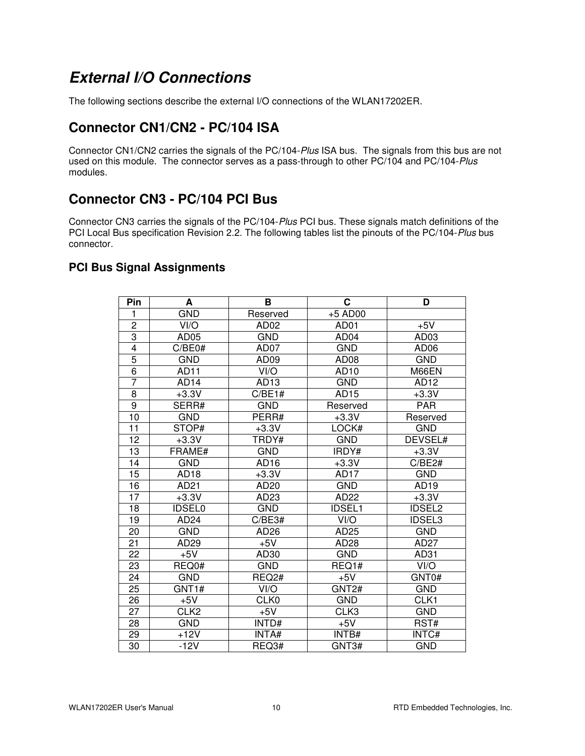## *External I/O Connections*

The following sections describe the external I/O connections of the WLAN17202ER.

## Connector CN1/CN2 - PC/104 ISA

Connector CN1/CN2 carries the signals of the PC/104-*Plus* ISA bus. The signals from this bus are not used on this module. The connector serves as a pass-through to other PC/104 and PC/104-*Plus* modules.

## Connector CN3 - PC/104 PCI Bus

Connector CN3 carries the signals of the PC/104-*Plus* PCI bus. These signals match definitions of the PCI Local Bus specification Revision 2.2. The following tables list the pinouts of the PC/104-*Plus* bus connector.

### PCI Bus Signal Assignments

| Pin | A | B | C | D |
|---|---|---|---|---|
| 1 | GND | Reserved | +5 AD00 | |
| 2 | VI/O | AD02 | AD01 | +5V |
| 3 | AD05 | GND | AD04 | AD03 |
| 4 | C/BE0# | AD07 | GND | AD06 |
| 5 | GND | AD09 | AD08 | GND |
| 6 | AD11 | VI/O | AD10 | M66EN |
| 7 | AD14 | AD13 | GND | AD12 |
| 8 | +3.3V | C/BE1# | AD15 | +3.3V |
| 9 | SERR# | GND | Reserved | PAR |
| 10 | GND | PERR# | +3.3V | Reserved |
| 11 | STOP# | +3.3V | LOCK# | GND |
| 12 | +3.3V | TRDY# | GND | DEVSEL# |
| 13 | FRAME# | GND | IRDY# | +3.3V |
| 14 | GND | AD16 | +3.3V | C/BE2# |
| 15 | AD18 | +3.3V | AD17 | GND |
| 16 | AD21 | AD20 | GND | AD19 |
| 17 | +3.3V | AD23 | AD22 | +3.3V |
| 18 | IDSEL0 | GND | IDSEL1 | IDSEL2 |
| 19 | AD24 | C/BE3# | VI/O | IDSEL3 |
| 20 | GND | AD26 | AD25 | GND |
| 21 | AD29 | +5V | AD28 | AD27 |
| 22 | +5V | AD30 | GND | AD31 |
| 23 | REQ0# | GND | REQ1# | VI/O |
| 24 | GND | REQ2# | +5V | GNT0# |
| 25 | GNT1# | VI/O | GNT2# | GND |
| 26 | +5V | CLK0 | GND | CLK1 |
| 27 | CLK2 | +5V | CLK3 | GND |
| 28 | GND | INTD# | +5V | RST# |
| 29 | +12V | INTA# | INTB# | INTC# |
| 30 | -12V | REQ3# | GNT3# | GND |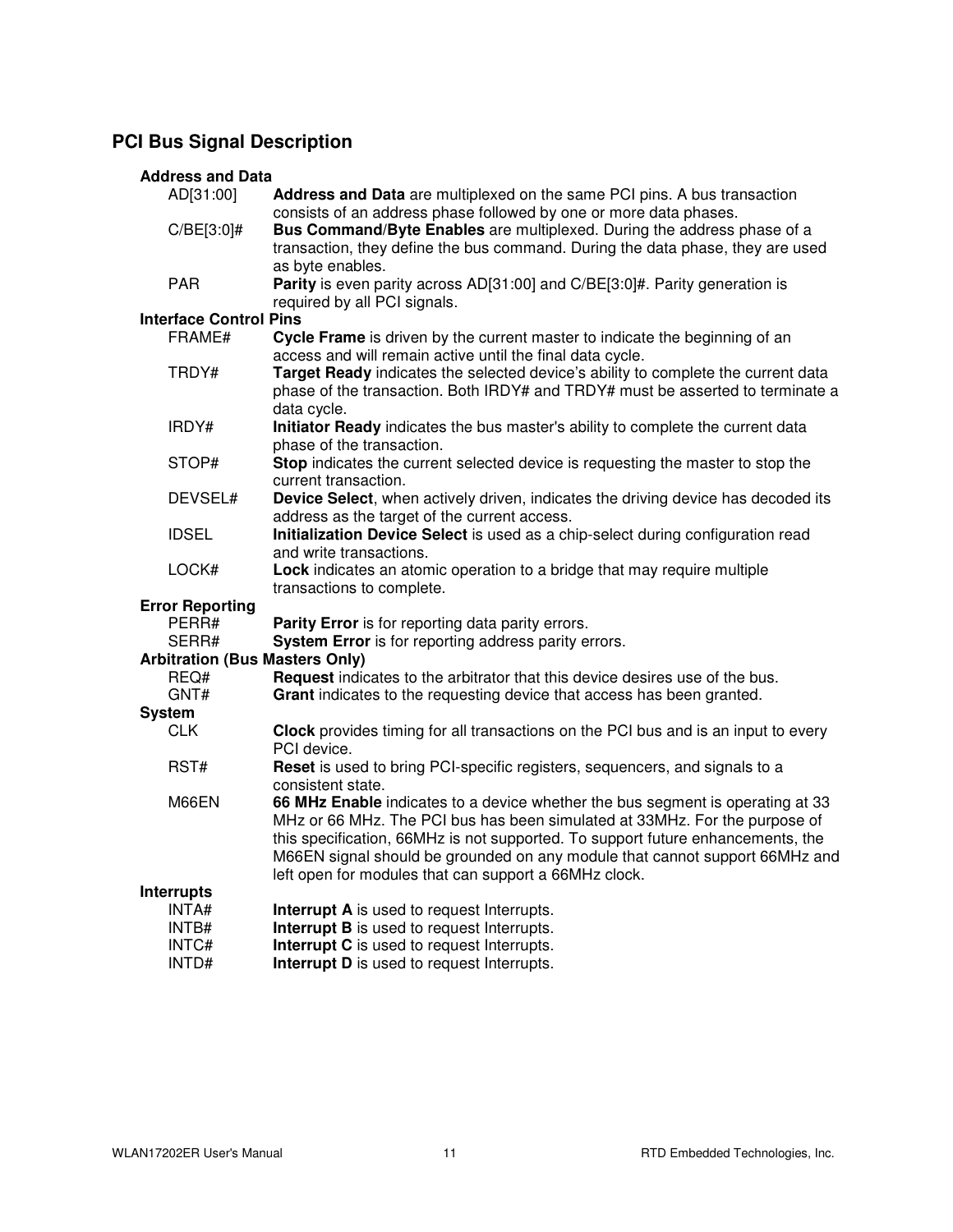## PCI Bus Signal Description

**Address and Data**

- AD[31:00] — **Address and Data** are multiplexed on the same PCI pins. A bus transaction consists of an address phase followed by one or more data phases.
- C/BE[3:0]# — **Bus Command/Byte Enables** are multiplexed. During the address phase of a transaction, they define the bus command. During the data phase, they are used as byte enables.
- PAR — **Parity** is even parity across AD[31:00] and C/BE[3:0]#. Parity generation is required by all PCI signals.

**Interface Control Pins**

- FRAME# — **Cycle Frame** is driven by the current master to indicate the beginning of an access and will remain active until the final data cycle.
- TRDY# — **Target Ready** indicates the selected device's ability to complete the current data phase of the transaction. Both IRDY# and TRDY# must be asserted to terminate a data cycle.
- IRDY# — **Initiator Ready** indicates the bus master's ability to complete the current data phase of the transaction.
- STOP# — **Stop** indicates the current selected device is requesting the master to stop the current transaction.
- DEVSEL# — **Device Select**, when actively driven, indicates the driving device has decoded its address as the target of the current access.
- IDSEL — **Initialization Device Select** is used as a chip-select during configuration read and write transactions.
- LOCK# — **Lock** indicates an atomic operation to a bridge that may require multiple transactions to complete.

**Error Reporting**

- PERR# — **Parity Error** is for reporting data parity errors.
- SERR# — **System Error** is for reporting address parity errors.

**Arbitration (Bus Masters Only)**

- REQ# — **Request** indicates to the arbitrator that this device desires use of the bus.
- GNT# — **Grant** indicates to the requesting device that access has been granted.

**System**

- CLK — **Clock** provides timing for all transactions on the PCI bus and is an input to every PCI device.
- RST# — **Reset** is used to bring PCI-specific registers, sequencers, and signals to a consistent state.
- M66EN — **66 MHz Enable** indicates to a device whether the bus segment is operating at 33 MHz or 66 MHz. The PCI bus has been simulated at 33MHz. For the purpose of this specification, 66MHz is not supported. To support future enhancements, the M66EN signal should be grounded on any module that cannot support 66MHz and left open for modules that can support a 66MHz clock.

**Interrupts**

- INTA# — **Interrupt A** is used to request Interrupts.
- INTB# — **Interrupt B** is used to request Interrupts.
- INTC# — **Interrupt C** is used to request Interrupts.
- INTD# — **Interrupt D** is used to request Interrupts.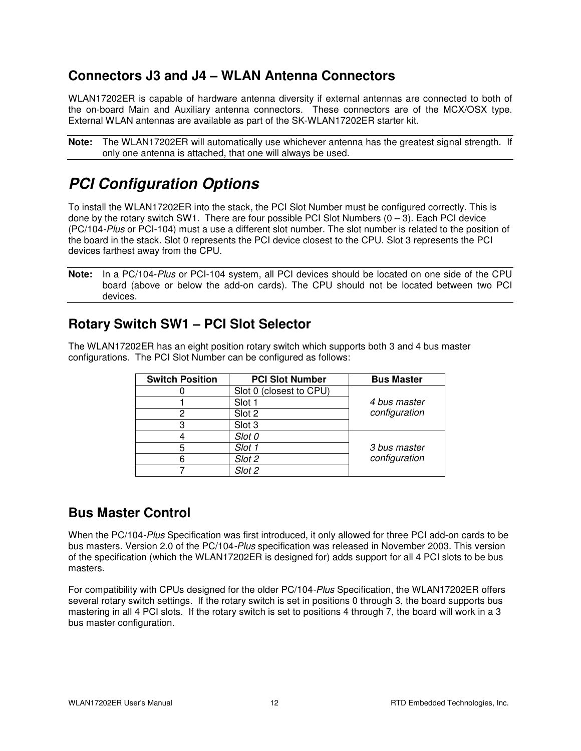## Connectors J3 and J4 – WLAN Antenna Connectors

WLAN17202ER is capable of hardware antenna diversity if external antennas are connected to both of the on-board Main and Auxiliary antenna connectors. These connectors are of the MCX/OSX type. External WLAN antennas are available as part of the SK-WLAN17202ER starter kit.

**Note:** The WLAN17202ER will automatically use whichever antenna has the greatest signal strength. If only one antenna is attached, that one will always be used.

# *PCI Configuration Options*

To install the WLAN17202ER into the stack, the PCI Slot Number must be configured correctly. This is done by the rotary switch SW1. There are four possible PCI Slot Numbers (0 – 3). Each PCI device (PC/104-*Plus* or PCI-104) must a use a different slot number. The slot number is related to the position of the board in the stack. Slot 0 represents the PCI device closest to the CPU. Slot 3 represents the PCI devices farthest away from the CPU.

**Note:** In a PC/104-*Plus* or PCI-104 system, all PCI devices should be located on one side of the CPU board (above or below the add-on cards). The CPU should not be located between two PCI devices.

## Rotary Switch SW1 – PCI Slot Selector

The WLAN17202ER has an eight position rotary switch which supports both 3 and 4 bus master configurations. The PCI Slot Number can be configured as follows:

| Switch Position | PCI Slot Number | Bus Master |
|---|---|---|
| 0 | Slot 0 (closest to CPU) | *4 bus master configuration* |
| 1 | Slot 1 | |
| 2 | Slot 2 | |
| 3 | Slot 3 | |
| 4 | *Slot 0* | *3 bus master configuration* |
| 5 | *Slot 1* | |
| 6 | *Slot 2* | |
| 7 | *Slot 2* | |

## Bus Master Control

When the PC/104-*Plus* Specification was first introduced, it only allowed for three PCI add-on cards to be bus masters. Version 2.0 of the PC/104-*Plus* specification was released in November 2003. This version of the specification (which the WLAN17202ER is designed for) adds support for all 4 PCI slots to be bus masters.

For compatibility with CPUs designed for the older PC/104-*Plus* Specification, the WLAN17202ER offers several rotary switch settings. If the rotary switch is set in positions 0 through 3, the board supports bus mastering in all 4 PCI slots. If the rotary switch is set to positions 4 through 7, the board will work in a 3 bus master configuration.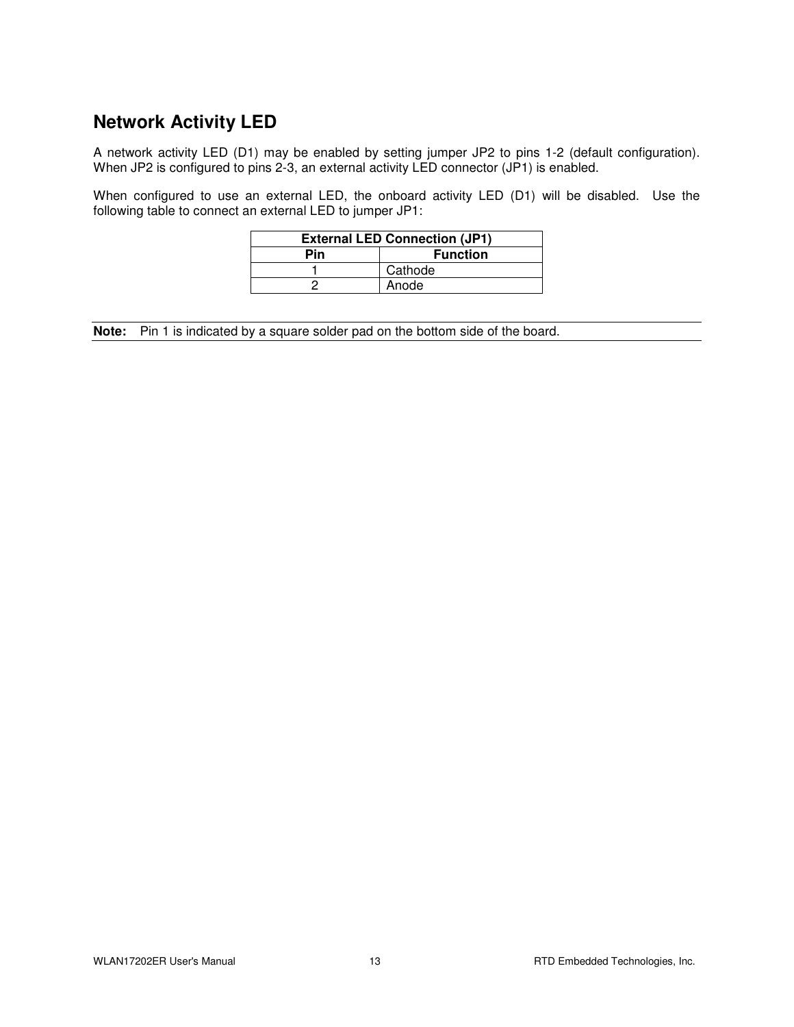## Network Activity LED

A network activity LED (D1) may be enabled by setting jumper JP2 to pins 1-2 (default configuration). When JP2 is configured to pins 2-3, an external activity LED connector (JP1) is enabled.

When configured to use an external LED, the onboard activity LED (D1) will be disabled. Use the following table to connect an external LED to jumper JP1:

| External LED Connection (JP1) | |
|---|---|
| **Pin** | **Function** |
| 1 | Cathode |
| 2 | Anode |

**Note:** Pin 1 is indicated by a square solder pad on the bottom side of the board.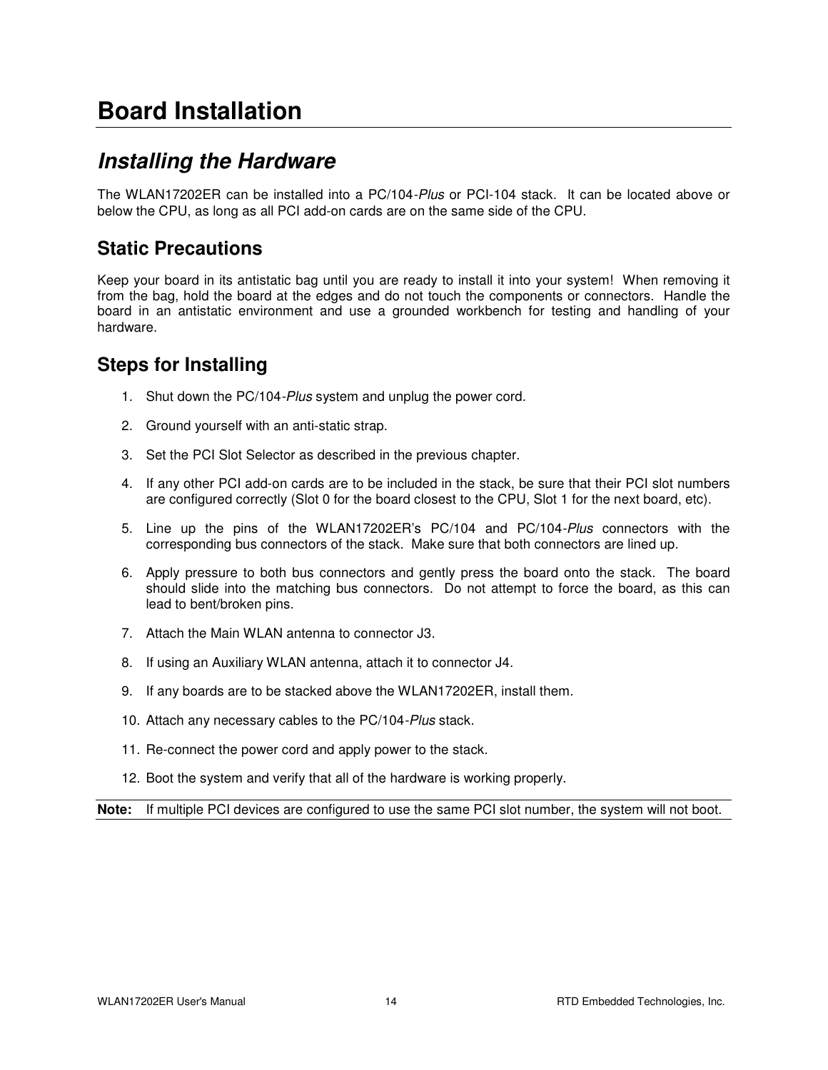# Board Installation

## *Installing the Hardware*

The WLAN17202ER can be installed into a PC/104-*Plus* or PCI-104 stack. It can be located above or below the CPU, as long as all PCI add-on cards are on the same side of the CPU.

### Static Precautions

Keep your board in its antistatic bag until you are ready to install it into your system! When removing it from the bag, hold the board at the edges and do not touch the components or connectors. Handle the board in an antistatic environment and use a grounded workbench for testing and handling of your hardware.

### Steps for Installing

1. Shut down the PC/104-*Plus* system and unplug the power cord.
2. Ground yourself with an anti-static strap.
3. Set the PCI Slot Selector as described in the previous chapter.
4. If any other PCI add-on cards are to be included in the stack, be sure that their PCI slot numbers are configured correctly (Slot 0 for the board closest to the CPU, Slot 1 for the next board, etc).
5. Line up the pins of the WLAN17202ER's PC/104 and PC/104-*Plus* connectors with the corresponding bus connectors of the stack. Make sure that both connectors are lined up.
6. Apply pressure to both bus connectors and gently press the board onto the stack. The board should slide into the matching bus connectors. Do not attempt to force the board, as this can lead to bent/broken pins.
7. Attach the Main WLAN antenna to connector J3.
8. If using an Auxiliary WLAN antenna, attach it to connector J4.
9. If any boards are to be stacked above the WLAN17202ER, install them.
10. Attach any necessary cables to the PC/104-*Plus* stack.
11. Re-connect the power cord and apply power to the stack.
12. Boot the system and verify that all of the hardware is working properly.

**Note:** If multiple PCI devices are configured to use the same PCI slot number, the system will not boot.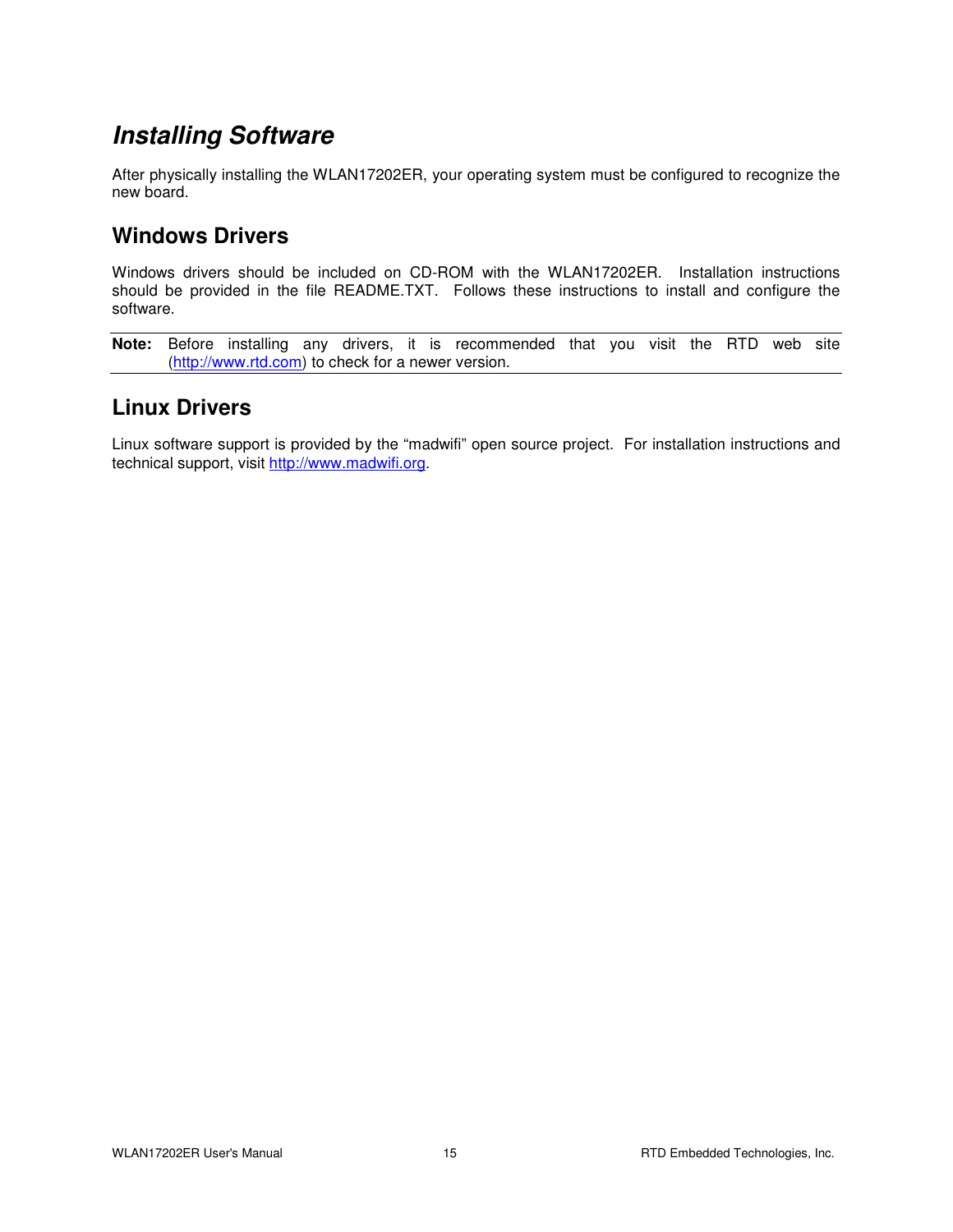# *Installing Software*

After physically installing the WLAN17202ER, your operating system must be configured to recognize the new board.

## Windows Drivers

Windows drivers should be included on CD-ROM with the WLAN17202ER. Installation instructions should be provided in the file README.TXT. Follows these instructions to install and configure the software.

**Note:** Before installing any drivers, it is recommended that you visit the RTD web site (http://www.rtd.com) to check for a newer version.

## Linux Drivers

Linux software support is provided by the "madwifi" open source project. For installation instructions and technical support, visit http://www.madwifi.org.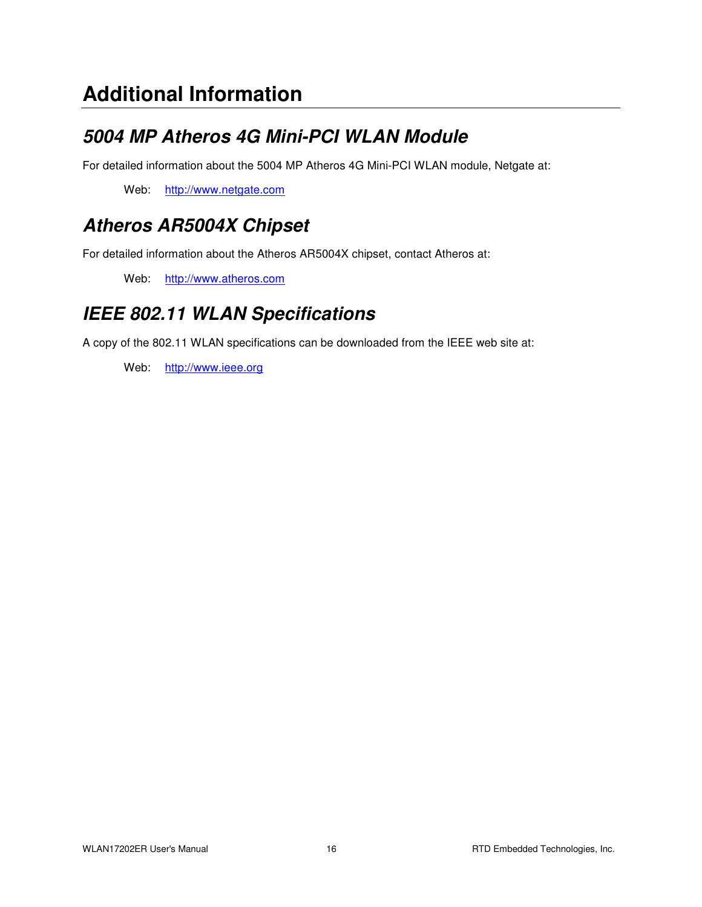# Additional Information

## *5004 MP Atheros 4G Mini-PCI WLAN Module*

For detailed information about the 5004 MP Atheros 4G Mini-PCI WLAN module, Netgate at:

Web: http://www.netgate.com

## *Atheros AR5004X Chipset*

For detailed information about the Atheros AR5004X chipset, contact Atheros at:

Web: http://www.atheros.com

## *IEEE 802.11 WLAN Specifications*

A copy of the 802.11 WLAN specifications can be downloaded from the IEEE web site at:

Web: http://www.ieee.org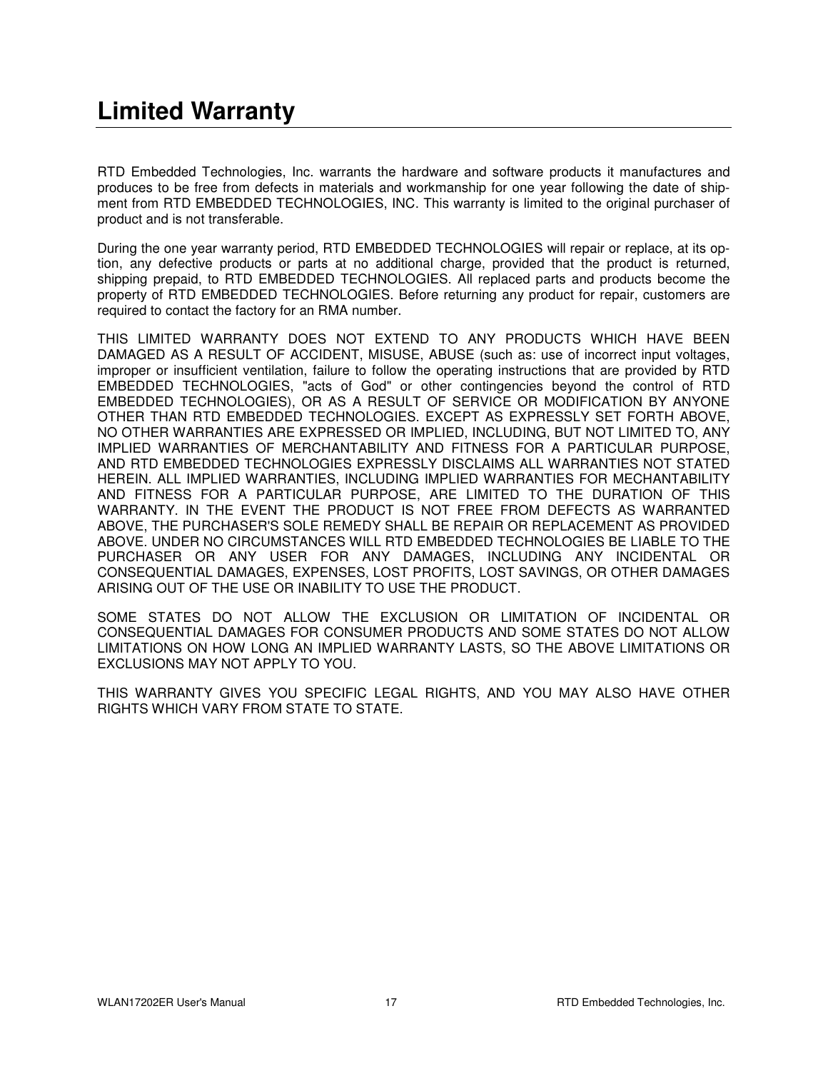# Limited Warranty

RTD Embedded Technologies, Inc. warrants the hardware and software products it manufactures and produces to be free from defects in materials and workmanship for one year following the date of shipment from RTD EMBEDDED TECHNOLOGIES, INC. This warranty is limited to the original purchaser of product and is not transferable.

During the one year warranty period, RTD EMBEDDED TECHNOLOGIES will repair or replace, at its option, any defective products or parts at no additional charge, provided that the product is returned, shipping prepaid, to RTD EMBEDDED TECHNOLOGIES. All replaced parts and products become the property of RTD EMBEDDED TECHNOLOGIES. Before returning any product for repair, customers are required to contact the factory for an RMA number.

THIS LIMITED WARRANTY DOES NOT EXTEND TO ANY PRODUCTS WHICH HAVE BEEN DAMAGED AS A RESULT OF ACCIDENT, MISUSE, ABUSE (such as: use of incorrect input voltages, improper or insufficient ventilation, failure to follow the operating instructions that are provided by RTD EMBEDDED TECHNOLOGIES, "acts of God" or other contingencies beyond the control of RTD EMBEDDED TECHNOLOGIES), OR AS A RESULT OF SERVICE OR MODIFICATION BY ANYONE OTHER THAN RTD EMBEDDED TECHNOLOGIES. EXCEPT AS EXPRESSLY SET FORTH ABOVE, NO OTHER WARRANTIES ARE EXPRESSED OR IMPLIED, INCLUDING, BUT NOT LIMITED TO, ANY IMPLIED WARRANTIES OF MERCHANTABILITY AND FITNESS FOR A PARTICULAR PURPOSE, AND RTD EMBEDDED TECHNOLOGIES EXPRESSLY DISCLAIMS ALL WARRANTIES NOT STATED HEREIN. ALL IMPLIED WARRANTIES, INCLUDING IMPLIED WARRANTIES FOR MECHANTABILITY AND FITNESS FOR A PARTICULAR PURPOSE, ARE LIMITED TO THE DURATION OF THIS WARRANTY. IN THE EVENT THE PRODUCT IS NOT FREE FROM DEFECTS AS WARRANTED ABOVE, THE PURCHASER'S SOLE REMEDY SHALL BE REPAIR OR REPLACEMENT AS PROVIDED ABOVE. UNDER NO CIRCUMSTANCES WILL RTD EMBEDDED TECHNOLOGIES BE LIABLE TO THE PURCHASER OR ANY USER FOR ANY DAMAGES, INCLUDING ANY INCIDENTAL OR CONSEQUENTIAL DAMAGES, EXPENSES, LOST PROFITS, LOST SAVINGS, OR OTHER DAMAGES ARISING OUT OF THE USE OR INABILITY TO USE THE PRODUCT.

SOME STATES DO NOT ALLOW THE EXCLUSION OR LIMITATION OF INCIDENTAL OR CONSEQUENTIAL DAMAGES FOR CONSUMER PRODUCTS AND SOME STATES DO NOT ALLOW LIMITATIONS ON HOW LONG AN IMPLIED WARRANTY LASTS, SO THE ABOVE LIMITATIONS OR EXCLUSIONS MAY NOT APPLY TO YOU.

THIS WARRANTY GIVES YOU SPECIFIC LEGAL RIGHTS, AND YOU MAY ALSO HAVE OTHER RIGHTS WHICH VARY FROM STATE TO STATE.